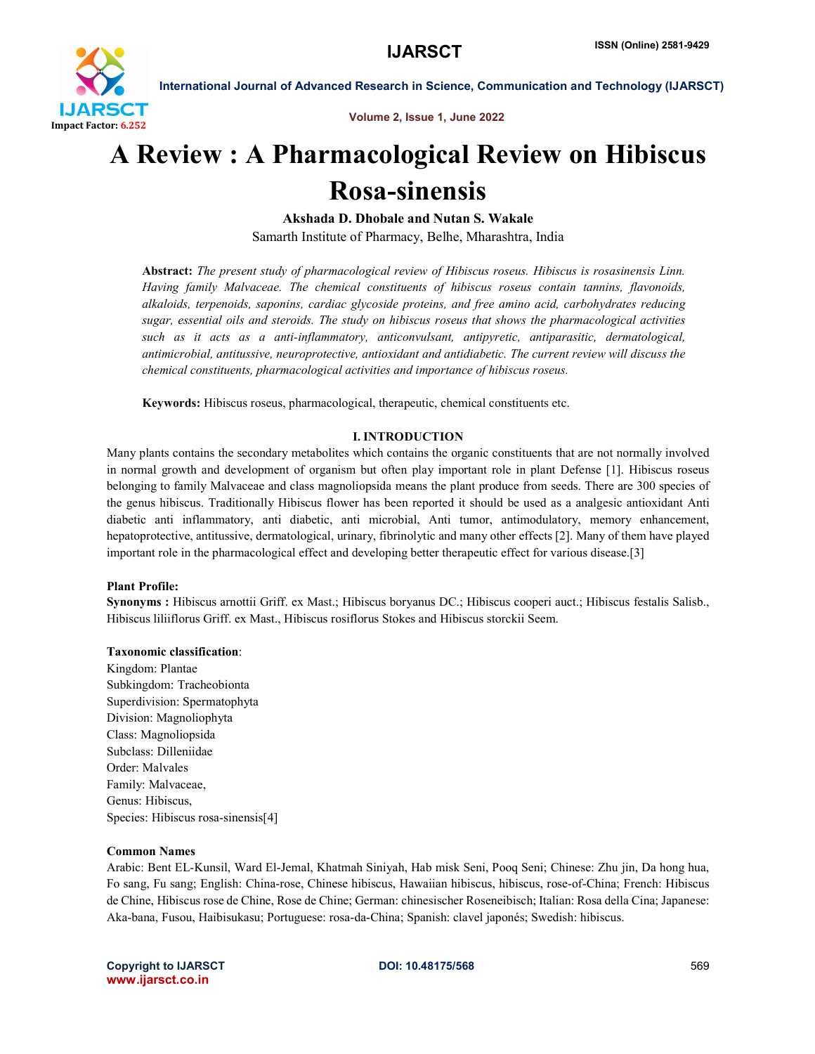# A Review : A Pharmacological Review on Hibiscus Rosa-sinensis

**Akshada D. Dhobale and Nutan S. Wakale**

Samarth Institute of Pharmacy, Belhe, Mharashtra, India

**Abstract:** *The present study of pharmacological review of Hibiscus roseus. Hibiscus is rosasinensis Linn. Having family Malvaceae. The chemical constituents of hibiscus roseus contain tannins, flavonoids, alkaloids, terpenoids, saponins, cardiac glycoside proteins, and free amino acid, carbohydrates reducing sugar, essential oils and steroids. The study on hibiscus roseus that shows the pharmacological activities such as it acts as a anti-inflammatory, anticonvulsant, antipyretic, antiparasitic, dermatological, antimicrobial, antitussive, neuroprotective, antioxidant and antidiabetic. The current review will discuss the chemical constituents, pharmacological activities and importance of hibiscus roseus.*

**Keywords:** Hibiscus roseus, pharmacological, therapeutic, chemical constituents etc.

## I. INTRODUCTION

Many plants contains the secondary metabolites which contains the organic constituents that are not normally involved in normal growth and development of organism but often play important role in plant Defense [1]. Hibiscus roseus belonging to family Malvaceae and class magnoliopsida means the plant produce from seeds. There are 300 species of the genus hibiscus. Traditionally Hibiscus flower has been reported it should be used as a analgesic antioxidant Anti diabetic anti inflammatory, anti diabetic, anti microbial, Anti tumor, antimodulatory, memory enhancement, hepatoprotective, antitussive, dermatological, urinary, fibrinolytic and many other effects [2]. Many of them have played important role in the pharmacological effect and developing better therapeutic effect for various disease.[3]

**Plant Profile:**

**Synonyms :** Hibiscus arnottii Griff. ex Mast.; Hibiscus boryanus DC.; Hibiscus cooperi auct.; Hibiscus festalis Salisb., Hibiscus liliiflorus Griff. ex Mast., Hibiscus rosiflorus Stokes and Hibiscus storckii Seem.

**Taxonomic classification**:

Kingdom: Plantae  
Subkingdom: Tracheobionta  
Superdivision: Spermatophyta  
Division: Magnoliophyta  
Class: Magnoliopsida  
Subclass: Dilleniidae  
Order: Malvales  
Family: Malvaceae,  
Genus: Hibiscus,  
Species: Hibiscus rosa-sinensis[4]

**Common Names**

Arabic: Bent EL-Kunsil, Ward El-Jemal, Khatmah Siniyah, Hab misk Seni, Pooq Seni; Chinese: Zhu jin, Da hong hua, Fo sang, Fu sang; English: China-rose, Chinese hibiscus, Hawaiian hibiscus, hibiscus, rose-of-China; French: Hibiscus de Chine, Hibiscus rose de Chine, Rose de Chine; German: chinesischer Roseneibisch; Italian: Rosa della Cina; Japanese: Aka-bana, Fusou, Haibisukasu; Portuguese: rosa-da-China; Spanish: clavel japonés; Swedish: hibiscus.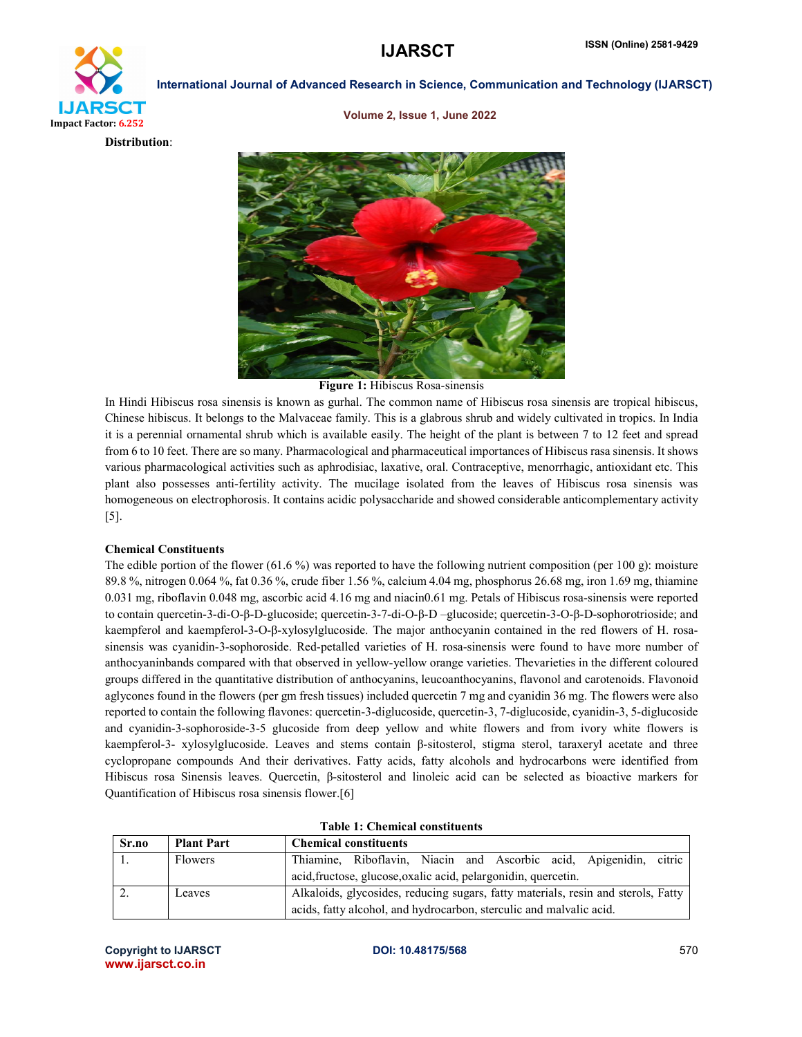**Distribution**:

**Figure 1:** Hibiscus Rosa-sinensis

In Hindi Hibiscus rosa sinensis is known as gurhal. The common name of Hibiscus rosa sinensis are tropical hibiscus, Chinese hibiscus. It belongs to the Malvaceae family. This is a glabrous shrub and widely cultivated in tropics. In India it is a perennial ornamental shrub which is available easily. The height of the plant is between 7 to 12 feet and spread from 6 to 10 feet. There are so many. Pharmacological and pharmaceutical importances of Hibiscus rasa sinensis. It shows various pharmacological activities such as aphrodisiac, laxative, oral. Contraceptive, menorrhagic, antioxidant etc. This plant also possesses anti-fertility activity. The mucilage isolated from the leaves of Hibiscus rosa sinensis was homogeneous on electrophorosis. It contains acidic polysaccharide and showed considerable anticomplementary activity [5].

**Chemical Constituents**

The edible portion of the flower (61.6 %) was reported to have the following nutrient composition (per 100 g): moisture 89.8 %, nitrogen 0.064 %, fat 0.36 %, crude fiber 1.56 %, calcium 4.04 mg, phosphorus 26.68 mg, iron 1.69 mg, thiamine 0.031 mg, riboflavin 0.048 mg, ascorbic acid 4.16 mg and niacin0.61 mg. Petals of Hibiscus rosa-sinensis were reported to contain quercetin-3-di-O-β-D-glucoside; quercetin-3-7-di-O-β-D –glucoside; quercetin-3-O-β-D-sophorotrioside; and kaempferol and kaempferol-3-O-β-xylosylglucoside. The major anthocyanin contained in the red flowers of H. rosa-sinensis was cyanidin-3-sophoroside. Red-petalled varieties of H. rosa-sinensis were found to have more number of anthocyaninbands compared with that observed in yellow-yellow orange varieties. Thevarieties in the different coloured groups differed in the quantitative distribution of anthocyanins, leucoanthocyanins, flavonol and carotenoids. Flavonoid aglycones found in the flowers (per gm fresh tissues) included quercetin 7 mg and cyanidin 36 mg. The flowers were also reported to contain the following flavones: quercetin-3-diglucoside, quercetin-3, 7-diglucoside, cyanidin-3, 5-diglucoside and cyanidin-3-sophoroside-3-5 glucoside from deep yellow and white flowers and from ivory white flowers is kaempferol-3- xylosylglucoside. Leaves and stems contain β-sitosterol, stigma sterol, taraxeryl acetate and three cyclopropane compounds And their derivatives. Fatty acids, fatty alcohols and hydrocarbons were identified from Hibiscus rosa Sinensis leaves. Quercetin, β-sitosterol and linoleic acid can be selected as bioactive markers for Quantification of Hibiscus rosa sinensis flower.[6]

**Table 1: Chemical constituents**

| Sr.no | Plant Part | Chemical constituents |
|---|---|---|
| 1. | Flowers | Thiamine, Riboflavin, Niacin and Ascorbic acid, Apigenidin, citric acid,fructose, glucose,oxalic acid, pelargonidin, quercetin. |
| 2. | Leaves | Alkaloids, glycosides, reducing sugars, fatty materials, resin and sterols, Fatty acids, fatty alcohol, and hydrocarbon, sterculic and malvalic acid. |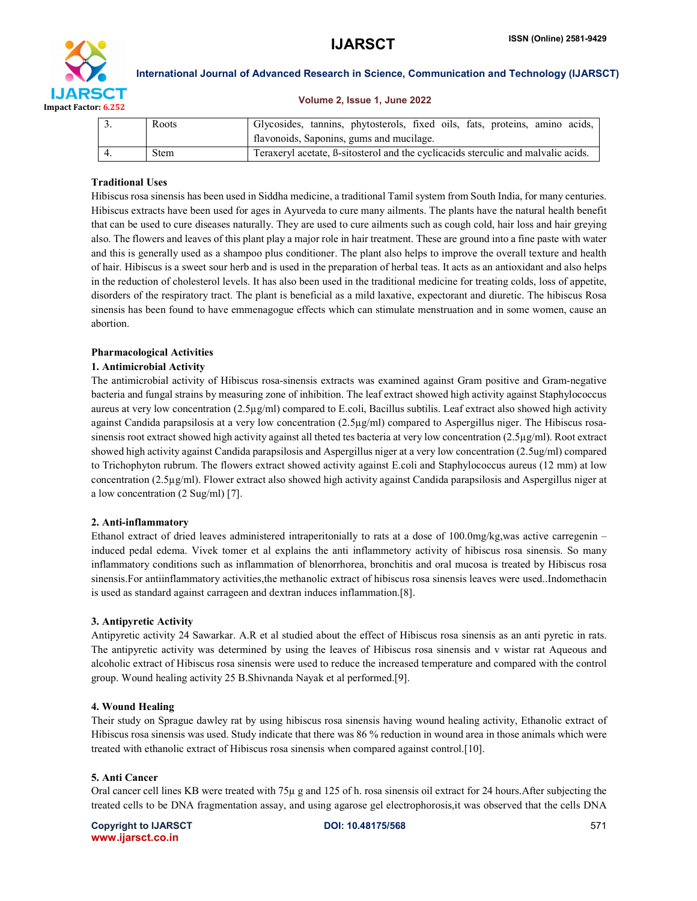| 3. | Roots | Glycosides, tannins, phytosterols, fixed oils, fats, proteins, amino acids, flavonoids, Saponins, gums and mucilage. |
|---|---|---|
| 4. | Stem | Teraxeryl acetate, ß-sitosterol and the cyclicacids sterculic and malvalic acids. |

### Traditional Uses

Hibiscus rosa sinensis has been used in Siddha medicine, a traditional Tamil system from South India, for many centuries. Hibiscus extracts have been used for ages in Ayurveda to cure many ailments. The plants have the natural health benefit that can be used to cure diseases naturally. They are used to cure ailments such as cough cold, hair loss and hair greying also. The flowers and leaves of this plant play a major role in hair treatment. These are ground into a fine paste with water and this is generally used as a shampoo plus conditioner. The plant also helps to improve the overall texture and health of hair. Hibiscus is a sweet sour herb and is used in the preparation of herbal teas. It acts as an antioxidant and also helps in the reduction of cholesterol levels. It has also been used in the traditional medicine for treating colds, loss of appetite, disorders of the respiratory tract. The plant is beneficial as a mild laxative, expectorant and diuretic. The hibiscus Rosa sinensis has been found to have emmenagogue effects which can stimulate menstruation and in some women, cause an abortion.

### Pharmacological Activities

#### 1. Antimicrobial Activity

The antimicrobial activity of Hibiscus rosa-sinensis extracts was examined against Gram positive and Gram-negative bacteria and fungal strains by measuring zone of inhibition. The leaf extract showed high activity against Staphylococcus aureus at very low concentration (2.5µg/ml) compared to E.coli, Bacillus subtilis. Leaf extract also showed high activity against Candida parapsilosis at a very low concentration (2.5µg/ml) compared to Aspergillus niger. The Hibiscus rosa-sinensis root extract showed high activity against all theted tes bacteria at very low concentration (2.5µg/ml). Root extract showed high activity against Candida parapsilosis and Aspergillus niger at a very low concentration (2.5ug/ml) compared to Trichophyton rubrum. The flowers extract showed activity against E.coli and Staphylococcus aureus (12 mm) at low concentration (2.5µg/ml). Flower extract also showed high activity against Candida parapsilosis and Aspergillus niger at a low concentration (2 Sug/ml) [7].

#### 2. Anti-inflammatory

Ethanol extract of dried leaves administered intraperitonially to rats at a dose of 100.0mg/kg,was active carregenin – induced pedal edema. Vivek tomer et al explains the anti inflammetory activity of hibiscus rosa sinensis. So many inflammatory conditions such as inflammation of blenorrhorea, bronchitis and oral mucosa is treated by Hibiscus rosa sinensis.For antiinflammatory activities,the methanolic extract of hibiscus rosa sinensis leaves were used..Indomethacin is used as standard against carrageen and dextran induces inflammation.[8].

#### 3. Antipyretic Activity

Antipyretic activity 24 Sawarkar. A.R et al studied about the effect of Hibiscus rosa sinensis as an anti pyretic in rats. The antipyretic activity was determined by using the leaves of Hibiscus rosa sinensis and v wistar rat Aqueous and alcoholic extract of Hibiscus rosa sinensis were used to reduce the increased temperature and compared with the control group. Wound healing activity 25 B.Shivnanda Nayak et al performed.[9].

#### 4. Wound Healing

Their study on Sprague dawley rat by using hibiscus rosa sinensis having wound healing activity, Ethanolic extract of Hibiscus rosa sinensis was used. Study indicate that there was 86 % reduction in wound area in those animals which were treated with ethanolic extract of Hibiscus rosa sinensis when compared against control.[10].

#### 5. Anti Cancer

Oral cancer cell lines KB were treated with 75µ g and 125 of h. rosa sinensis oil extract for 24 hours.After subjecting the treated cells to be DNA fragmentation assay, and using agarose gel electrophorosis,it was observed that the cells DNA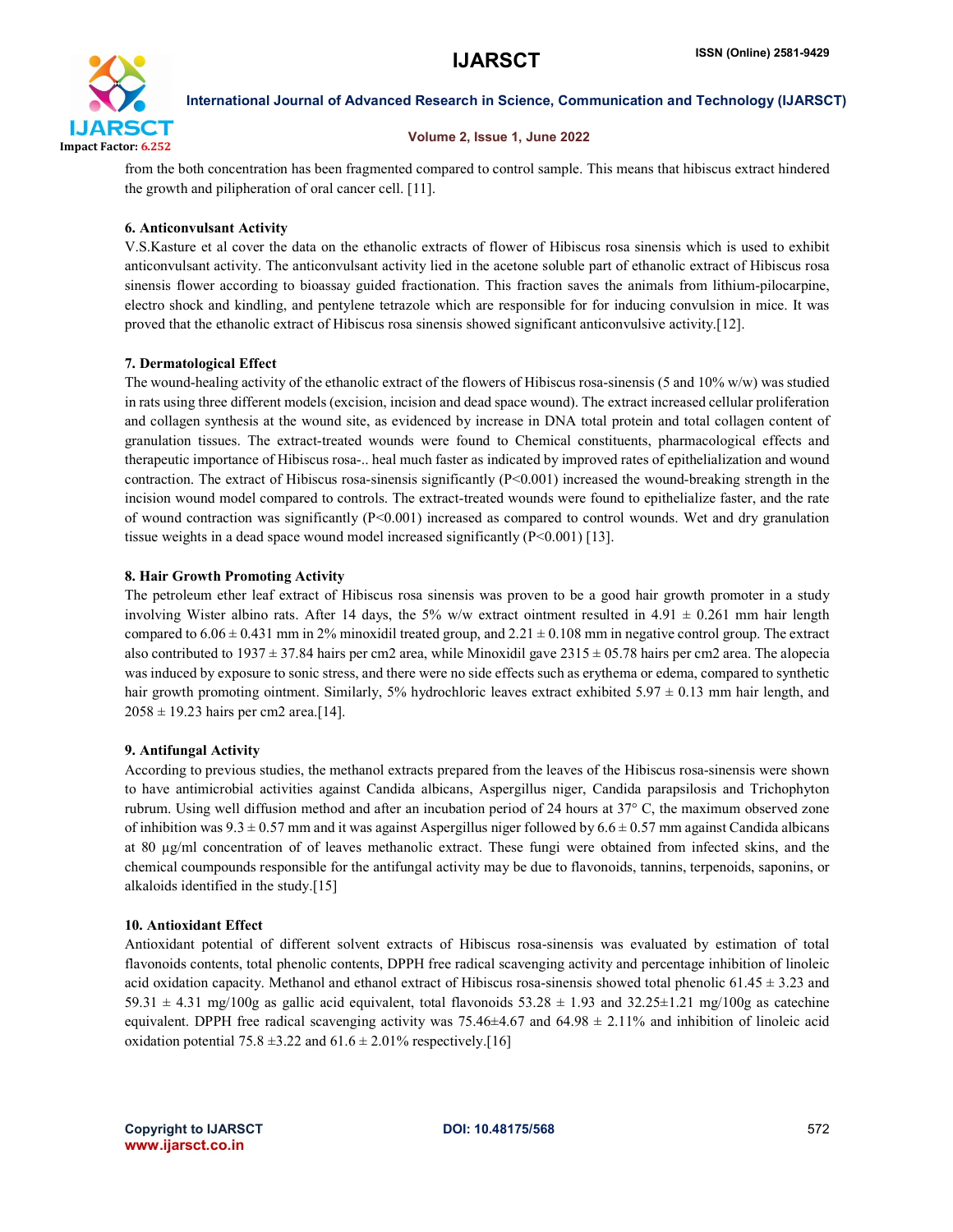from the both concentration has been fragmented compared to control sample. This means that hibiscus extract hindered the growth and pilipheration of oral cancer cell. [11].

### 6. Anticonvulsant Activity

V.S.Kasture et al cover the data on the ethanolic extracts of flower of Hibiscus rosa sinensis which is used to exhibit anticonvulsant activity. The anticonvulsant activity lied in the acetone soluble part of ethanolic extract of Hibiscus rosa sinensis flower according to bioassay guided fractionation. This fraction saves the animals from lithium-pilocarpine, electro shock and kindling, and pentylene tetrazole which are responsible for for inducing convulsion in mice. It was proved that the ethanolic extract of Hibiscus rosa sinensis showed significant anticonvulsive activity.[12].

### 7. Dermatological Effect

The wound-healing activity of the ethanolic extract of the flowers of Hibiscus rosa-sinensis (5 and 10% w/w) was studied in rats using three different models (excision, incision and dead space wound). The extract increased cellular proliferation and collagen synthesis at the wound site, as evidenced by increase in DNA total protein and total collagen content of granulation tissues. The extract-treated wounds were found to Chemical constituents, pharmacological effects and therapeutic importance of Hibiscus rosa-.. heal much faster as indicated by improved rates of epithelialization and wound contraction. The extract of Hibiscus rosa-sinensis significantly ($P<0.001$) increased the wound-breaking strength in the incision wound model compared to controls. The extract-treated wounds were found to epithelialize faster, and the rate of wound contraction was significantly ($P<0.001$) increased as compared to control wounds. Wet and dry granulation tissue weights in a dead space wound model increased significantly ($P<0.001$) [13].

### 8. Hair Growth Promoting Activity

The petroleum ether leaf extract of Hibiscus rosa sinensis was proven to be a good hair growth promoter in a study involving Wister albino rats. After 14 days, the 5% w/w extract ointment resulted in $4.91 \pm 0.261$ mm hair length compared to $6.06 \pm 0.431$ mm in 2% minoxidil treated group, and $2.21 \pm 0.108$ mm in negative control group. The extract also contributed to $1937 \pm 37.84$ hairs per cm2 area, while Minoxidil gave $2315 \pm 05.78$ hairs per cm2 area. The alopecia was induced by exposure to sonic stress, and there were no side effects such as erythema or edema, compared to synthetic hair growth promoting ointment. Similarly, 5% hydrochloric leaves extract exhibited $5.97 \pm 0.13$ mm hair length, and $2058 \pm 19.23$ hairs per cm2 area.[14].

### 9. Antifungal Activity

According to previous studies, the methanol extracts prepared from the leaves of the Hibiscus rosa-sinensis were shown to have antimicrobial activities against Candida albicans, Aspergillus niger, Candida parapsilosis and Trichophyton rubrum. Using well diffusion method and after an incubation period of 24 hours at 37° C, the maximum observed zone of inhibition was $9.3 \pm 0.57$ mm and it was against Aspergillus niger followed by $6.6 \pm 0.57$ mm against Candida albicans at 80 µg/ml concentration of of leaves methanolic extract. These fungi were obtained from infected skins, and the chemical coumpounds responsible for the antifungal activity may be due to flavonoids, tannins, terpenoids, saponins, or alkaloids identified in the study.[15]

### 10. Antioxidant Effect

Antioxidant potential of different solvent extracts of Hibiscus rosa-sinensis was evaluated by estimation of total flavonoids contents, total phenolic contents, DPPH free radical scavenging activity and percentage inhibition of linoleic acid oxidation capacity. Methanol and ethanol extract of Hibiscus rosa-sinensis showed total phenolic $61.45 \pm 3.23$ and $59.31 \pm 4.31$ mg/100g as gallic acid equivalent, total flavonoids $53.28 \pm 1.93$ and $32.25 \pm 1.21$ mg/100g as catechine equivalent. DPPH free radical scavenging activity was $75.46 \pm 4.67$ and $64.98 \pm 2.11$% and inhibition of linoleic acid oxidation potential $75.8 \pm 3.22$ and $61.6 \pm 2.01$% respectively.[16]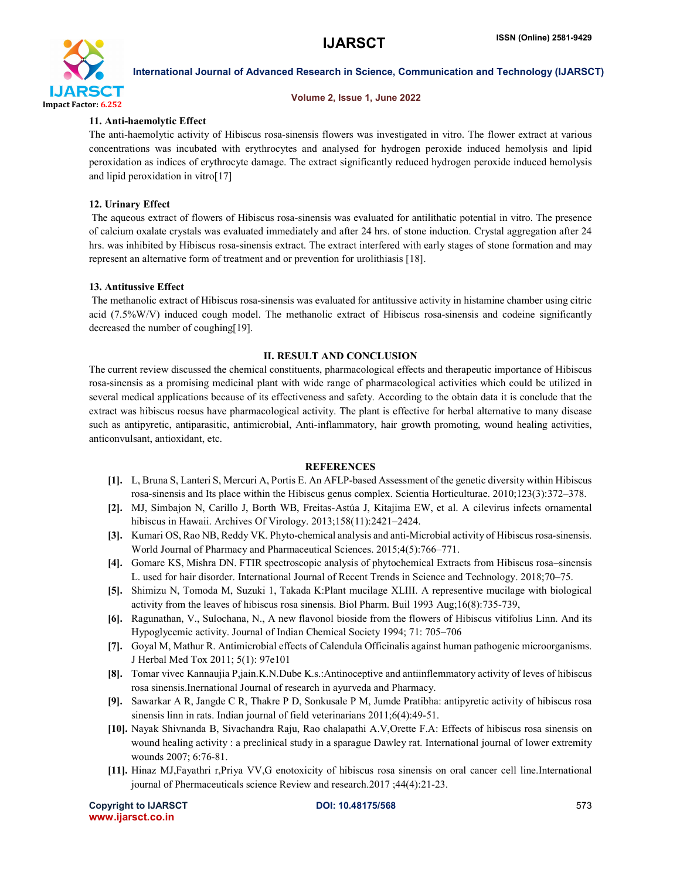### 11. Anti-haemolytic Effect

The anti-haemolytic activity of Hibiscus rosa-sinensis flowers was investigated in vitro. The flower extract at various concentrations was incubated with erythrocytes and analysed for hydrogen peroxide induced hemolysis and lipid peroxidation as indices of erythrocyte damage. The extract significantly reduced hydrogen peroxide induced hemolysis and lipid peroxidation in vitro[17]

### 12. Urinary Effect

The aqueous extract of flowers of Hibiscus rosa-sinensis was evaluated for antilithatic potential in vitro. The presence of calcium oxalate crystals was evaluated immediately and after 24 hrs. of stone induction. Crystal aggregation after 24 hrs. was inhibited by Hibiscus rosa-sinensis extract. The extract interfered with early stages of stone formation and may represent an alternative form of treatment and or prevention for urolithiasis [18].

### 13. Antitussive Effect

The methanolic extract of Hibiscus rosa-sinensis was evaluated for antitussive activity in histamine chamber using citric acid (7.5%W/V) induced cough model. The methanolic extract of Hibiscus rosa-sinensis and codeine significantly decreased the number of coughing[19].

## II. RESULT AND CONCLUSION

The current review discussed the chemical constituents, pharmacological effects and therapeutic importance of Hibiscus rosa-sinensis as a promising medicinal plant with wide range of pharmacological activities which could be utilized in several medical applications because of its effectiveness and safety. According to the obtain data it is conclude that the extract was hibiscus roesus have pharmacological activity. The plant is effective for herbal alternative to many disease such as antipyretic, antiparasitic, antimicrobial, Anti-inflammatory, hair growth promoting, wound healing activities, anticonvulsant, antioxidant, etc.

## REFERENCES

[1]. L, Bruna S, Lanteri S, Mercuri A, Portis E. An AFLP-based Assessment of the genetic diversity within Hibiscus rosa-sinensis and Its place within the Hibiscus genus complex. Scientia Horticulturae. 2010;123(3):372–378.

[2]. MJ, Simbajon N, Carillo J, Borth WB, Freitas-Astúa J, Kitajima EW, et al. A cilevirus infects ornamental hibiscus in Hawaii. Archives Of Virology. 2013;158(11):2421–2424.

[3]. Kumari OS, Rao NB, Reddy VK. Phyto-chemical analysis and anti-Microbial activity of Hibiscus rosa-sinensis. World Journal of Pharmacy and Pharmaceutical Sciences. 2015;4(5):766–771.

[4]. Gomare KS, Mishra DN. FTIR spectroscopic analysis of phytochemical Extracts from Hibiscus rosa–sinensis L. used for hair disorder. International Journal of Recent Trends in Science and Technology. 2018;70–75.

[5]. Shimizu N, Tomoda M, Suzuki 1, Takada K:Plant mucilage XLIII. A representive mucilage with biological activity from the leaves of hibiscus rosa sinensis. Biol Pharm. Buil 1993 Aug;16(8):735-739,

[6]. Ragunathan, V., Sulochana, N., A new flavonol bioside from the flowers of Hibiscus vitifolius Linn. And its Hypoglycemic activity. Journal of Indian Chemical Society 1994; 71: 705–706

[7]. Goyal M, Mathur R. Antimicrobial effects of Calendula Officinalis against human pathogenic microorganisms. J Herbal Med Tox 2011; 5(1): 97e101

[8]. Tomar vivec Kannaujia P,jain.K.N.Dube K.s.:Antinoceptive and antiinflemmatory activity of leves of hibiscus rosa sinensis.Inernational Journal of research in ayurveda and Pharmacy.

[9]. Sawarkar A R, Jangde C R, Thakre P D, Sonkusale P M, Jumde Pratibha: antipyretic activity of hibiscus rosa sinensis linn in rats. Indian journal of field veterinarians 2011;6(4):49-51.

[10]. Nayak Shivnanda B, Sivachandra Raju, Rao chalapathi A.V,Orette F.A: Effects of hibiscus rosa sinensis on wound healing activity : a preclinical study in a sparague Dawley rat. International journal of lower extremity wounds 2007; 6:76-81.

[11]. Hinaz MJ,Fayathri r,Priya VV,G enotoxicity of hibiscus rosa sinensis on oral cancer cell line.International journal of Phermaceuticals science Review and research.2017 ;44(4):21-23.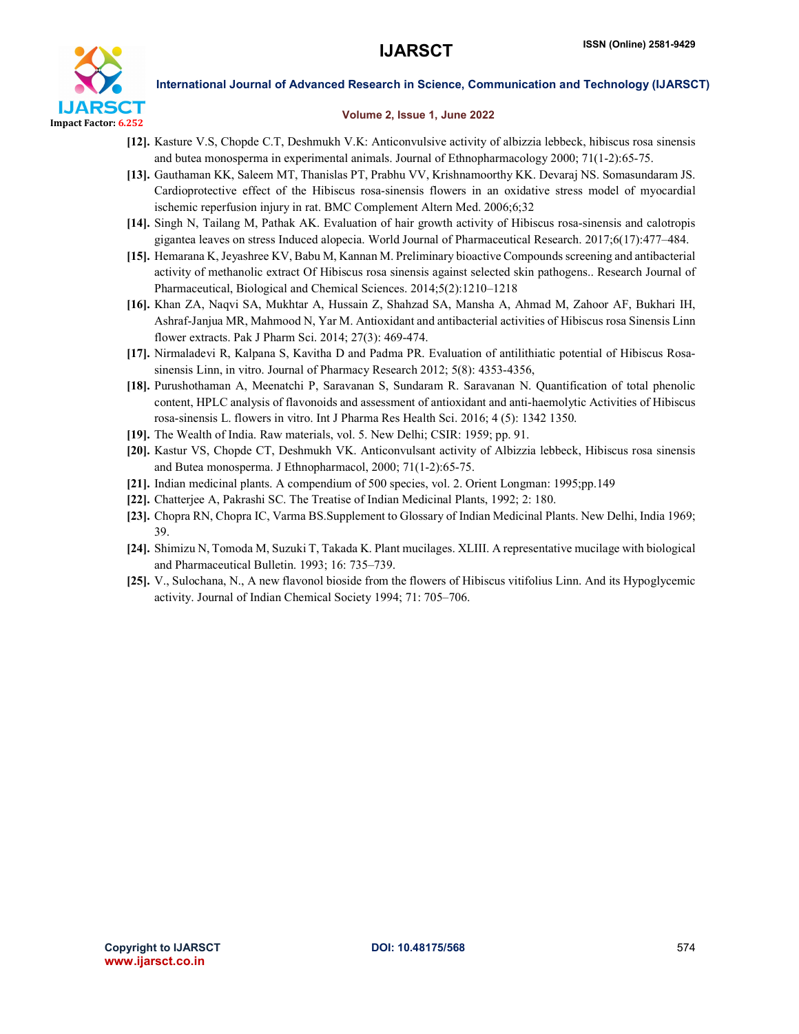[12]. Kasture V.S, Chopde C.T, Deshmukh V.K: Anticonvulsive activity of albizzia lebbeck, hibiscus rosa sinensis and butea monosperma in experimental animals. Journal of Ethnopharmacology 2000; 71(1-2):65-75.

[13]. Gauthaman KK, Saleem MT, Thanislas PT, Prabhu VV, Krishnamoorthy KK. Devaraj NS. Somasundaram JS. Cardioprotective effect of the Hibiscus rosa-sinensis flowers in an oxidative stress model of myocardial ischemic reperfusion injury in rat. BMC Complement Altern Med. 2006;6;32

[14]. Singh N, Tailang M, Pathak AK. Evaluation of hair growth activity of Hibiscus rosa-sinensis and calotropis gigantea leaves on stress Induced alopecia. World Journal of Pharmaceutical Research. 2017;6(17):477–484.

[15]. Hemarana K, Jeyashree KV, Babu M, Kannan M. Preliminary bioactive Compounds screening and antibacterial activity of methanolic extract Of Hibiscus rosa sinensis against selected skin pathogens.. Research Journal of Pharmaceutical, Biological and Chemical Sciences. 2014;5(2):1210–1218

[16]. Khan ZA, Naqvi SA, Mukhtar A, Hussain Z, Shahzad SA, Mansha A, Ahmad M, Zahoor AF, Bukhari IH, Ashraf-Janjua MR, Mahmood N, Yar M. Antioxidant and antibacterial activities of Hibiscus rosa Sinensis Linn flower extracts. Pak J Pharm Sci. 2014; 27(3): 469-474.

[17]. Nirmaladevi R, Kalpana S, Kavitha D and Padma PR. Evaluation of antilithiatic potential of Hibiscus Rosa-sinensis Linn, in vitro. Journal of Pharmacy Research 2012; 5(8): 4353-4356,

[18]. Purushothaman A, Meenatchi P, Saravanan S, Sundaram R. Saravanan N. Quantification of total phenolic content, HPLC analysis of flavonoids and assessment of antioxidant and anti-haemolytic Activities of Hibiscus rosa-sinensis L. flowers in vitro. Int J Pharma Res Health Sci. 2016; 4 (5): 1342 1350.

[19]. The Wealth of India. Raw materials, vol. 5. New Delhi; CSIR: 1959; pp. 91.

[20]. Kastur VS, Chopde CT, Deshmukh VK. Anticonvulsant activity of Albizzia lebbeck, Hibiscus rosa sinensis and Butea monosperma. J Ethnopharmacol, 2000; 71(1-2):65-75.

[21]. Indian medicinal plants. A compendium of 500 species, vol. 2. Orient Longman: 1995;pp.149

[22]. Chatterjee A, Pakrashi SC. The Treatise of Indian Medicinal Plants, 1992; 2: 180.

[23]. Chopra RN, Chopra IC, Varma BS.Supplement to Glossary of Indian Medicinal Plants. New Delhi, India 1969; 39.

[24]. Shimizu N, Tomoda M, Suzuki T, Takada K. Plant mucilages. XLIII. A representative mucilage with biological and Pharmaceutical Bulletin. 1993; 16: 735–739.

[25]. V., Sulochana, N., A new flavonol bioside from the flowers of Hibiscus vitifolius Linn. And its Hypoglycemic activity. Journal of Indian Chemical Society 1994; 71: 705–706.